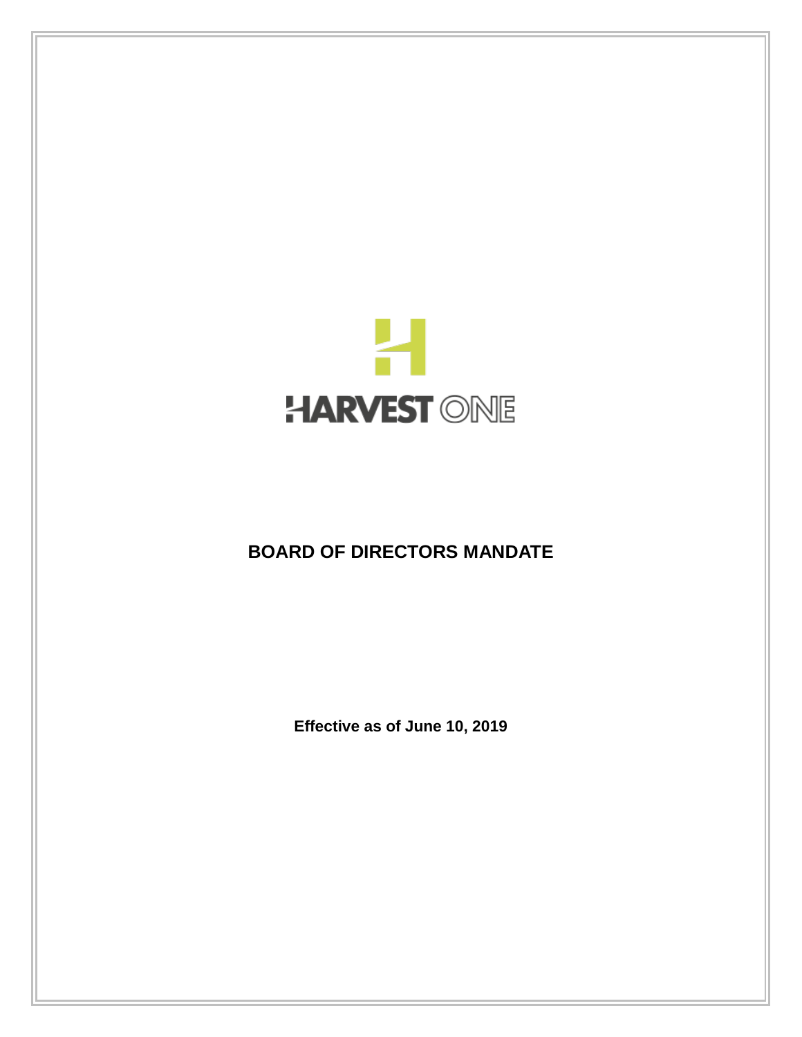HARVEST ONE

# BOARD OF DIRECTORS MANDATE

**Effective as of June 10, 2019**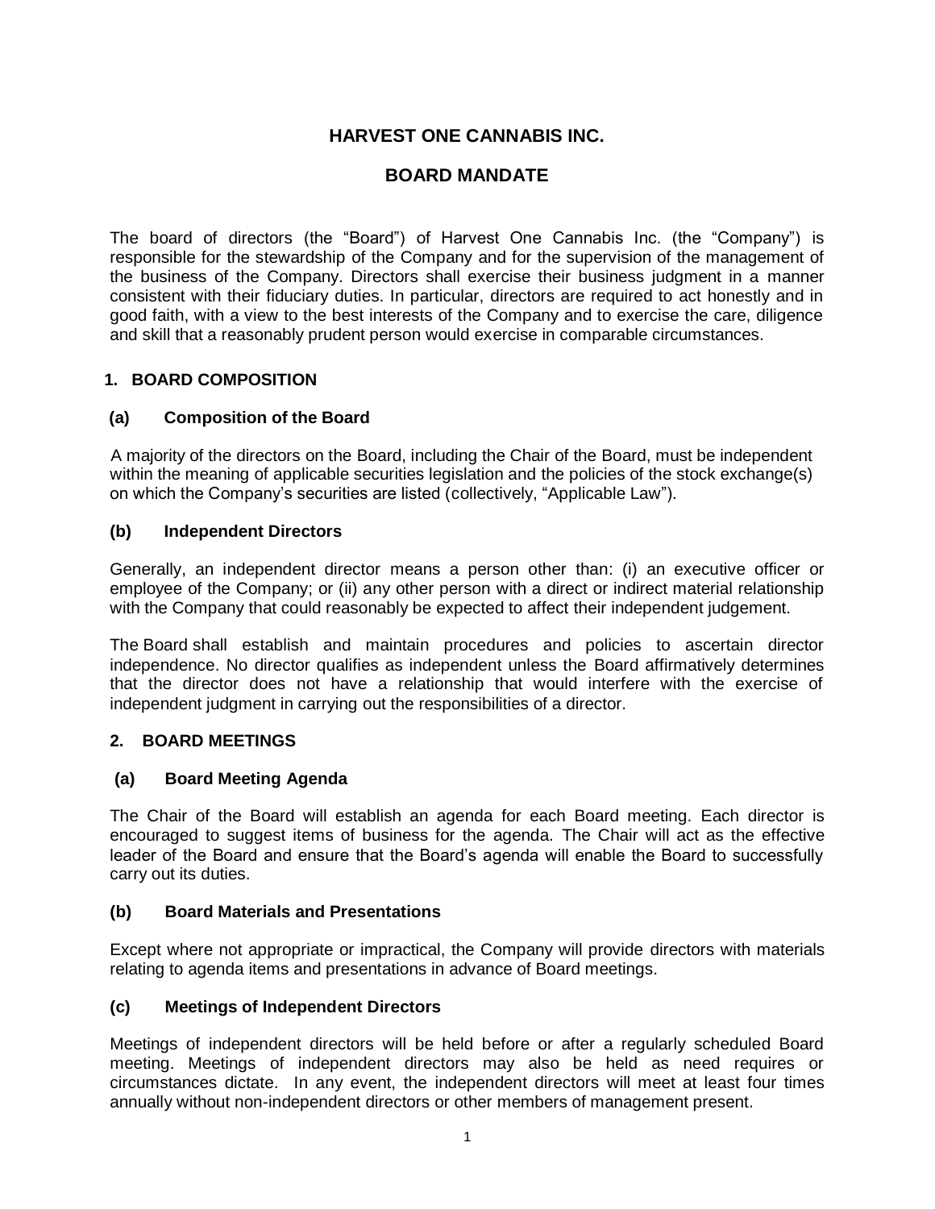# HARVEST ONE CANNABIS INC.

# BOARD MANDATE

The board of directors (the "Board") of Harvest One Cannabis Inc. (the "Company") is responsible for the stewardship of the Company and for the supervision of the management of the business of the Company. Directors shall exercise their business judgment in a manner consistent with their fiduciary duties. In particular, directors are required to act honestly and in good faith, with a view to the best interests of the Company and to exercise the care, diligence and skill that a reasonably prudent person would exercise in comparable circumstances.

## 1. BOARD COMPOSITION

### (a) Composition of the Board

A majority of the directors on the Board, including the Chair of the Board, must be independent within the meaning of applicable securities legislation and the policies of the stock exchange(s) on which the Company's securities are listed (collectively, "Applicable Law").

### (b) Independent Directors

Generally, an independent director means a person other than: (i) an executive officer or employee of the Company; or (ii) any other person with a direct or indirect material relationship with the Company that could reasonably be expected to affect their independent judgement.

The Board shall establish and maintain procedures and policies to ascertain director independence. No director qualifies as independent unless the Board affirmatively determines that the director does not have a relationship that would interfere with the exercise of independent judgment in carrying out the responsibilities of a director.

## 2. BOARD MEETINGS

### (a) Board Meeting Agenda

The Chair of the Board will establish an agenda for each Board meeting. Each director is encouraged to suggest items of business for the agenda. The Chair will act as the effective leader of the Board and ensure that the Board's agenda will enable the Board to successfully carry out its duties.

### (b) Board Materials and Presentations

Except where not appropriate or impractical, the Company will provide directors with materials relating to agenda items and presentations in advance of Board meetings.

### (c) Meetings of Independent Directors

Meetings of independent directors will be held before or after a regularly scheduled Board meeting. Meetings of independent directors may also be held as need requires or circumstances dictate. In any event, the independent directors will meet at least four times annually without non-independent directors or other members of management present.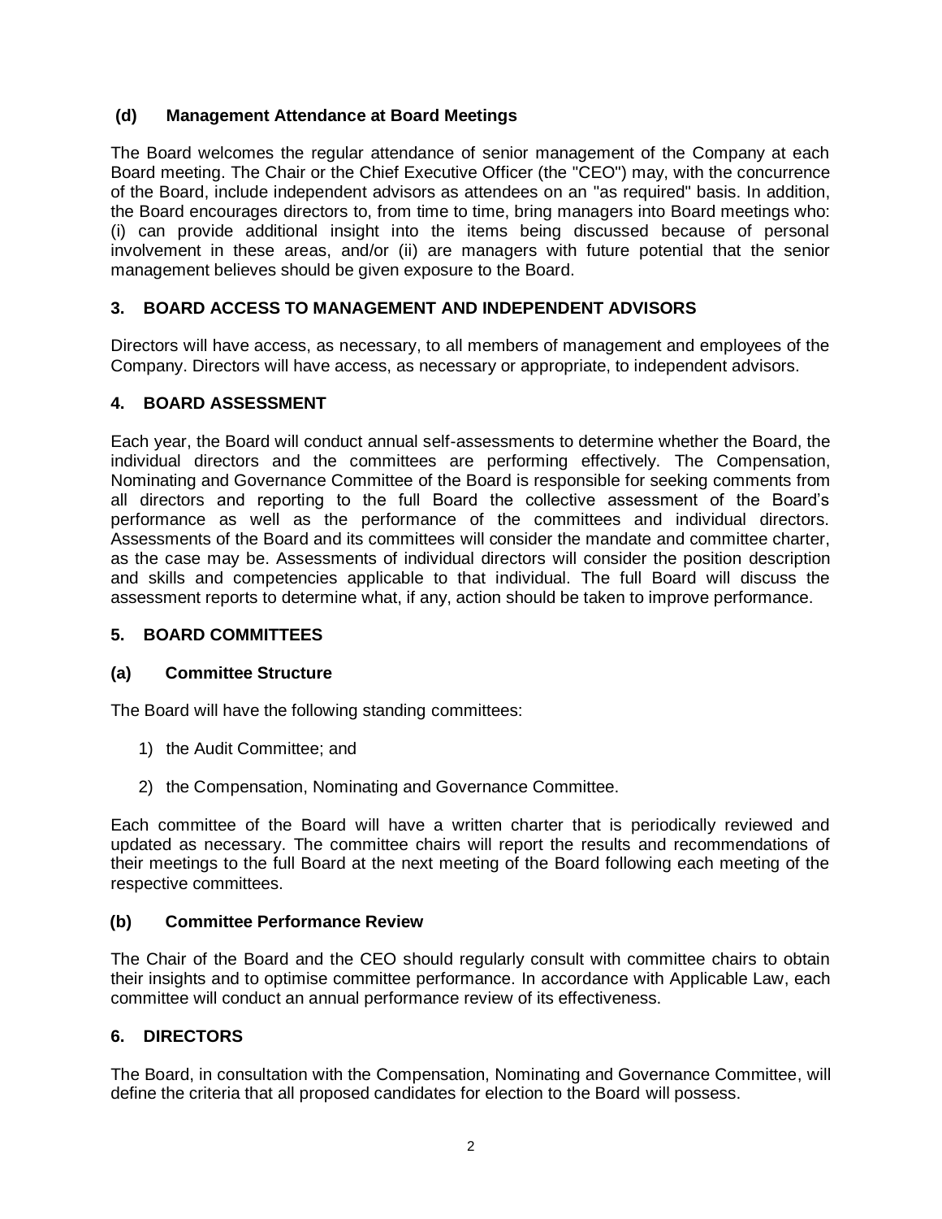### (d) Management Attendance at Board Meetings

The Board welcomes the regular attendance of senior management of the Company at each Board meeting. The Chair or the Chief Executive Officer (the "CEO") may, with the concurrence of the Board, include independent advisors as attendees on an "as required" basis. In addition, the Board encourages directors to, from time to time, bring managers into Board meetings who: (i) can provide additional insight into the items being discussed because of personal involvement in these areas, and/or (ii) are managers with future potential that the senior management believes should be given exposure to the Board.

## 3. BOARD ACCESS TO MANAGEMENT AND INDEPENDENT ADVISORS

Directors will have access, as necessary, to all members of management and employees of the Company. Directors will have access, as necessary or appropriate, to independent advisors.

## 4. BOARD ASSESSMENT

Each year, the Board will conduct annual self-assessments to determine whether the Board, the individual directors and the committees are performing effectively. The Compensation, Nominating and Governance Committee of the Board is responsible for seeking comments from all directors and reporting to the full Board the collective assessment of the Board's performance as well as the performance of the committees and individual directors. Assessments of the Board and its committees will consider the mandate and committee charter, as the case may be. Assessments of individual directors will consider the position description and skills and competencies applicable to that individual. The full Board will discuss the assessment reports to determine what, if any, action should be taken to improve performance.

## 5. BOARD COMMITTEES

### (a) Committee Structure

The Board will have the following standing committees:

1) the Audit Committee; and

2) the Compensation, Nominating and Governance Committee.

Each committee of the Board will have a written charter that is periodically reviewed and updated as necessary. The committee chairs will report the results and recommendations of their meetings to the full Board at the next meeting of the Board following each meeting of the respective committees.

### (b) Committee Performance Review

The Chair of the Board and the CEO should regularly consult with committee chairs to obtain their insights and to optimise committee performance. In accordance with Applicable Law, each committee will conduct an annual performance review of its effectiveness.

## 6. DIRECTORS

The Board, in consultation with the Compensation, Nominating and Governance Committee, will define the criteria that all proposed candidates for election to the Board will possess.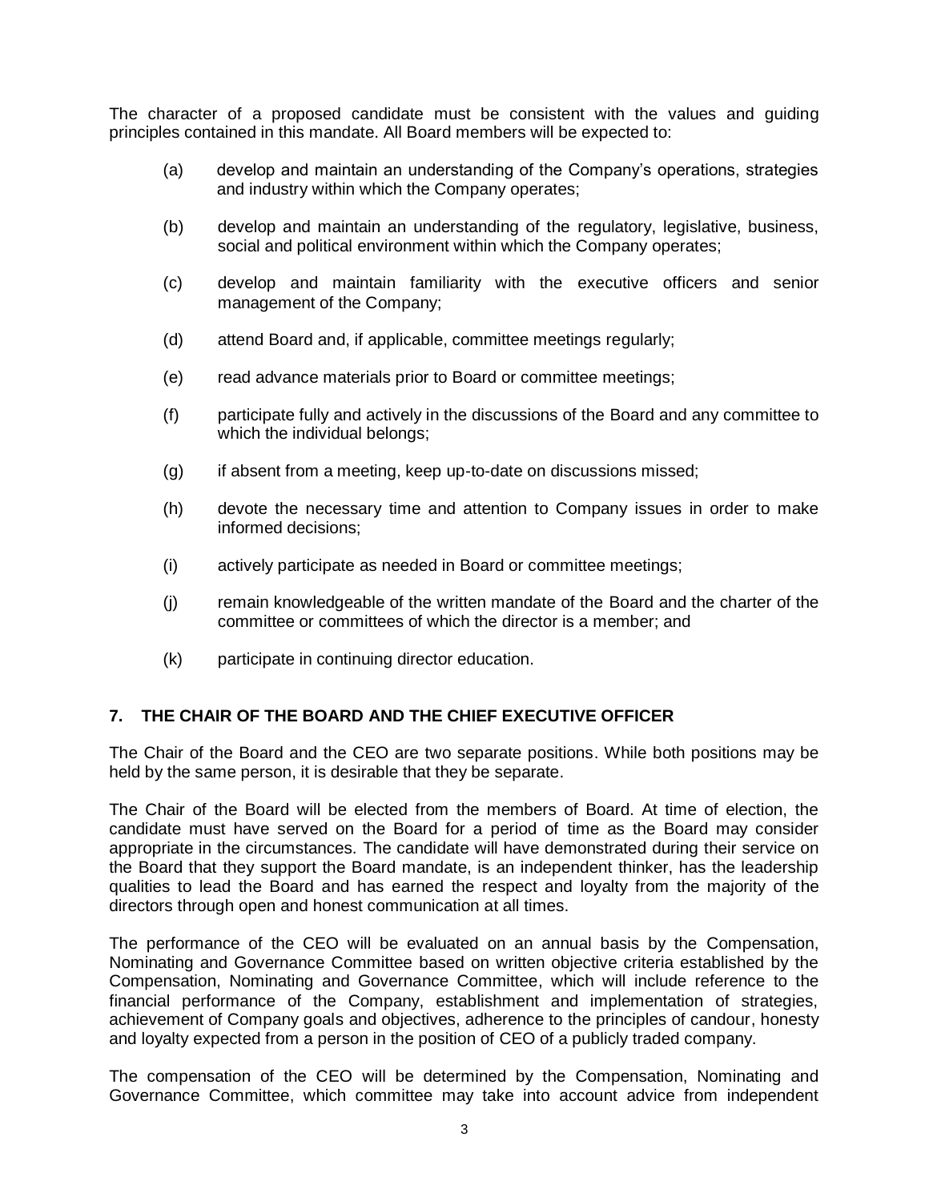The character of a proposed candidate must be consistent with the values and guiding principles contained in this mandate. All Board members will be expected to:

(a) develop and maintain an understanding of the Company's operations, strategies and industry within which the Company operates;

(b) develop and maintain an understanding of the regulatory, legislative, business, social and political environment within which the Company operates;

(c) develop and maintain familiarity with the executive officers and senior management of the Company;

(d) attend Board and, if applicable, committee meetings regularly;

(e) read advance materials prior to Board or committee meetings;

(f) participate fully and actively in the discussions of the Board and any committee to which the individual belongs;

(g) if absent from a meeting, keep up-to-date on discussions missed;

(h) devote the necessary time and attention to Company issues in order to make informed decisions;

(i) actively participate as needed in Board or committee meetings;

(j) remain knowledgeable of the written mandate of the Board and the charter of the committee or committees of which the director is a member; and

(k) participate in continuing director education.

## 7. THE CHAIR OF THE BOARD AND THE CHIEF EXECUTIVE OFFICER

The Chair of the Board and the CEO are two separate positions. While both positions may be held by the same person, it is desirable that they be separate.

The Chair of the Board will be elected from the members of Board. At time of election, the candidate must have served on the Board for a period of time as the Board may consider appropriate in the circumstances. The candidate will have demonstrated during their service on the Board that they support the Board mandate, is an independent thinker, has the leadership qualities to lead the Board and has earned the respect and loyalty from the majority of the directors through open and honest communication at all times.

The performance of the CEO will be evaluated on an annual basis by the Compensation, Nominating and Governance Committee based on written objective criteria established by the Compensation, Nominating and Governance Committee, which will include reference to the financial performance of the Company, establishment and implementation of strategies, achievement of Company goals and objectives, adherence to the principles of candour, honesty and loyalty expected from a person in the position of CEO of a publicly traded company.

The compensation of the CEO will be determined by the Compensation, Nominating and Governance Committee, which committee may take into account advice from independent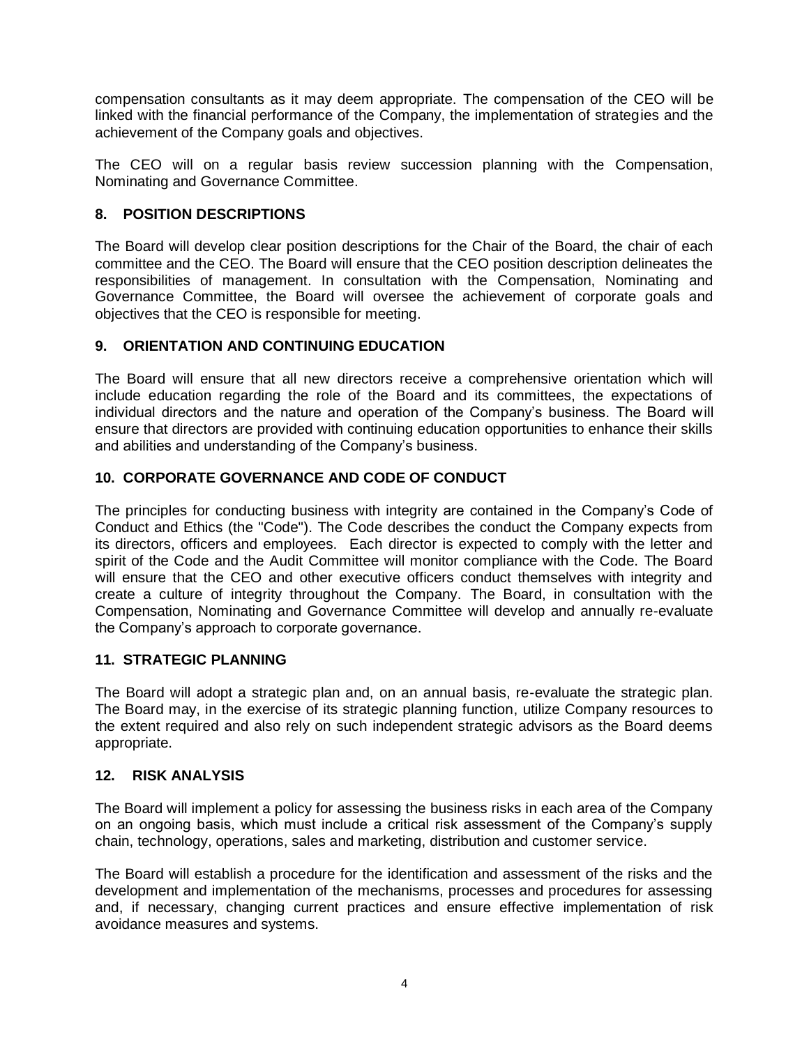compensation consultants as it may deem appropriate. The compensation of the CEO will be linked with the financial performance of the Company, the implementation of strategies and the achievement of the Company goals and objectives.

The CEO will on a regular basis review succession planning with the Compensation, Nominating and Governance Committee.

## 8. POSITION DESCRIPTIONS

The Board will develop clear position descriptions for the Chair of the Board, the chair of each committee and the CEO. The Board will ensure that the CEO position description delineates the responsibilities of management. In consultation with the Compensation, Nominating and Governance Committee, the Board will oversee the achievement of corporate goals and objectives that the CEO is responsible for meeting.

## 9. ORIENTATION AND CONTINUING EDUCATION

The Board will ensure that all new directors receive a comprehensive orientation which will include education regarding the role of the Board and its committees, the expectations of individual directors and the nature and operation of the Company's business. The Board will ensure that directors are provided with continuing education opportunities to enhance their skills and abilities and understanding of the Company's business.

## 10. CORPORATE GOVERNANCE AND CODE OF CONDUCT

The principles for conducting business with integrity are contained in the Company's Code of Conduct and Ethics (the "Code"). The Code describes the conduct the Company expects from its directors, officers and employees. Each director is expected to comply with the letter and spirit of the Code and the Audit Committee will monitor compliance with the Code. The Board will ensure that the CEO and other executive officers conduct themselves with integrity and create a culture of integrity throughout the Company. The Board, in consultation with the Compensation, Nominating and Governance Committee will develop and annually re-evaluate the Company's approach to corporate governance.

## 11. STRATEGIC PLANNING

The Board will adopt a strategic plan and, on an annual basis, re-evaluate the strategic plan. The Board may, in the exercise of its strategic planning function, utilize Company resources to the extent required and also rely on such independent strategic advisors as the Board deems appropriate.

## 12. RISK ANALYSIS

The Board will implement a policy for assessing the business risks in each area of the Company on an ongoing basis, which must include a critical risk assessment of the Company's supply chain, technology, operations, sales and marketing, distribution and customer service.

The Board will establish a procedure for the identification and assessment of the risks and the development and implementation of the mechanisms, processes and procedures for assessing and, if necessary, changing current practices and ensure effective implementation of risk avoidance measures and systems.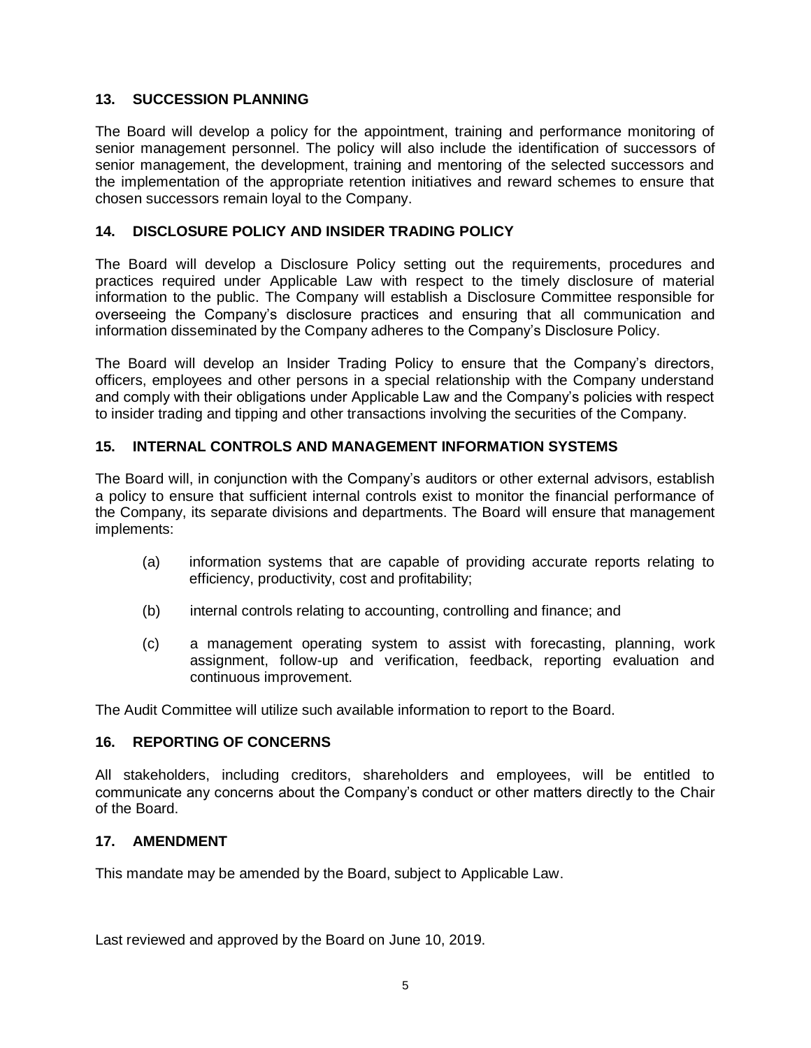## 13. SUCCESSION PLANNING

The Board will develop a policy for the appointment, training and performance monitoring of senior management personnel. The policy will also include the identification of successors of senior management, the development, training and mentoring of the selected successors and the implementation of the appropriate retention initiatives and reward schemes to ensure that chosen successors remain loyal to the Company.

## 14. DISCLOSURE POLICY AND INSIDER TRADING POLICY

The Board will develop a Disclosure Policy setting out the requirements, procedures and practices required under Applicable Law with respect to the timely disclosure of material information to the public. The Company will establish a Disclosure Committee responsible for overseeing the Company's disclosure practices and ensuring that all communication and information disseminated by the Company adheres to the Company's Disclosure Policy.

The Board will develop an Insider Trading Policy to ensure that the Company's directors, officers, employees and other persons in a special relationship with the Company understand and comply with their obligations under Applicable Law and the Company's policies with respect to insider trading and tipping and other transactions involving the securities of the Company.

## 15. INTERNAL CONTROLS AND MANAGEMENT INFORMATION SYSTEMS

The Board will, in conjunction with the Company's auditors or other external advisors, establish a policy to ensure that sufficient internal controls exist to monitor the financial performance of the Company, its separate divisions and departments. The Board will ensure that management implements:

(a) information systems that are capable of providing accurate reports relating to efficiency, productivity, cost and profitability;

(b) internal controls relating to accounting, controlling and finance; and

(c) a management operating system to assist with forecasting, planning, work assignment, follow-up and verification, feedback, reporting evaluation and continuous improvement.

The Audit Committee will utilize such available information to report to the Board.

## 16. REPORTING OF CONCERNS

All stakeholders, including creditors, shareholders and employees, will be entitled to communicate any concerns about the Company's conduct or other matters directly to the Chair of the Board.

## 17. AMENDMENT

This mandate may be amended by the Board, subject to Applicable Law.

Last reviewed and approved by the Board on June 10, 2019.